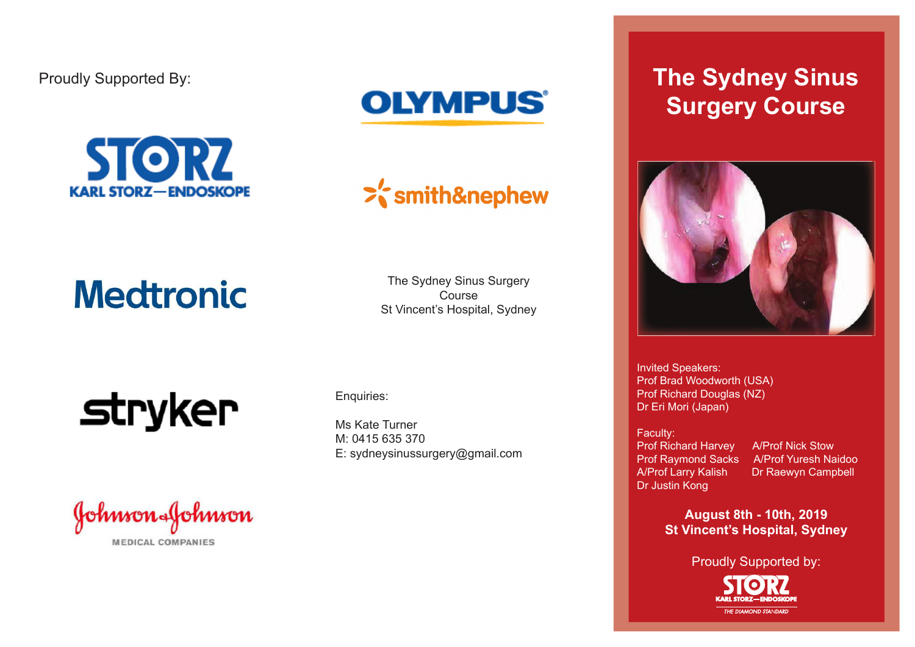Proudly Supported By:

STORZ
KARL STORZ—ENDOSKOPE

OLYMPUS

smith&nephew

Medtronic

The Sydney Sinus Surgery Course
St Vincent's Hospital, Sydney

stryker

Enquiries:

Ms Kate Turner
M: 0415 635 370
E: sydneysinussurgery@gmail.com

Johnson & Johnson
MEDICAL COMPANIES

# The Sydney Sinus Surgery Course

Invited Speakers:
Prof Brad Woodworth (USA)
Prof Richard Douglas (NZ)
Dr Eri Mori (Japan)

Faculty:
Prof Richard Harvey
Prof Raymond Sacks
A/Prof Larry Kalish
Dr Justin Kong
A/Prof Nick Stow
A/Prof Yuresh Naidoo
Dr Raewyn Campbell

**August 8th - 10th, 2019**
**St Vincent's Hospital, Sydney**

Proudly Supported by:

STORZ
KARL STORZ—ENDOSKOPE
THE DIAMOND STANDARD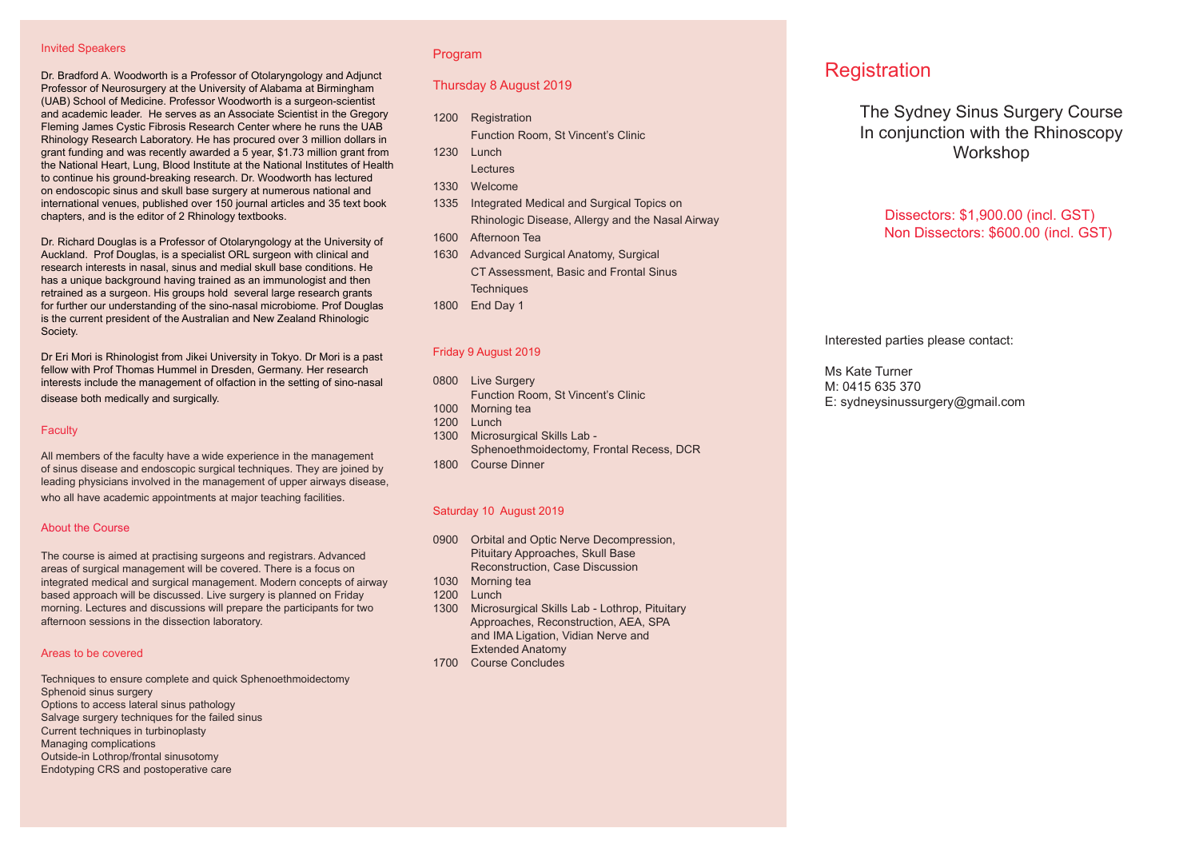## Invited Speakers

Dr. Bradford A. Woodworth is a Professor of Otolaryngology and Adjunct Professor of Neurosurgery at the University of Alabama at Birmingham (UAB) School of Medicine. Professor Woodworth is a surgeon-scientist and academic leader. He serves as an Associate Scientist in the Gregory Fleming James Cystic Fibrosis Research Center where he runs the UAB Rhinology Research Laboratory. He has procured over 3 million dollars in grant funding and was recently awarded a 5 year, $1.73 million grant from the National Heart, Lung, Blood Institute at the National Institutes of Health to continue his ground-breaking research. Dr. Woodworth has lectured on endoscopic sinus and skull base surgery at numerous national and international venues, published over 150 journal articles and 35 text book chapters, and is the editor of 2 Rhinology textbooks.

Dr. Richard Douglas is a Professor of Otolaryngology at the University of Auckland. Prof Douglas, is a specialist ORL surgeon with clinical and research interests in nasal, sinus and medial skull base conditions. He has a unique background having trained as an immunologist and then retrained as a surgeon. His groups hold several large research grants for further our understanding of the sino-nasal microbiome. Prof Douglas is the current president of the Australian and New Zealand Rhinologic Society.

Dr Eri Mori is Rhinologist from Jikei University in Tokyo. Dr Mori is a past fellow with Prof Thomas Hummel in Dresden, Germany. Her research interests include the management of olfaction in the setting of sino-nasal disease both medically and surgically.

## Faculty

All members of the faculty have a wide experience in the management of sinus disease and endoscopic surgical techniques. They are joined by leading physicians involved in the management of upper airways disease, who all have academic appointments at major teaching facilities.

## About the Course

The course is aimed at practising surgeons and registrars. Advanced areas of surgical management will be covered. There is a focus on integrated medical and surgical management. Modern concepts of airway based approach will be discussed. Live surgery is planned on Friday morning. Lectures and discussions will prepare the participants for two afternoon sessions in the dissection laboratory.

## Areas to be covered

Techniques to ensure complete and quick Sphenoethmoidectomy
Sphenoid sinus surgery
Options to access lateral sinus pathology
Salvage surgery techniques for the failed sinus
Current techniques in turbinoplasty
Managing complications
Outside-in Lothrop/frontal sinusotomy
Endotyping CRS and postoperative care

## Program

### Thursday 8 August 2019

| | |
|---|---|
| 1200 | Registration<br>Function Room, St Vincent's Clinic |
| 1230 | Lunch<br>Lectures |
| 1330 | Welcome |
| 1335 | Integrated Medical and Surgical Topics on Rhinologic Disease, Allergy and the Nasal Airway |
| 1600 | Afternoon Tea |
| 1630 | Advanced Surgical Anatomy, Surgical CT Assessment, Basic and Frontal Sinus Techniques |
| 1800 | End Day 1 |

### Friday 9 August 2019

| | |
|---|---|
| 0800 | Live Surgery<br>Function Room, St Vincent's Clinic |
| 1000 | Morning tea |
| 1200 | Lunch |
| 1300 | Microsurgical Skills Lab - Sphenoethmoidectomy, Frontal Recess, DCR |
| 1800 | Course Dinner |

### Saturday 10 August 2019

| | |
|---|---|
| 0900 | Orbital and Optic Nerve Decompression, Pituitary Approaches, Skull Base Reconstruction, Case Discussion |
| 1030 | Morning tea |
| 1200 | Lunch |
| 1300 | Microsurgical Skills Lab - Lothrop, Pituitary Approaches, Reconstruction, AEA, SPA and IMA Ligation, Vidian Nerve and Extended Anatomy |
| 1700 | Course Concludes |

# Registration

The Sydney Sinus Surgery Course
In conjunction with the Rhinoscopy Workshop

Dissectors: $1,900.00 (incl. GST)
Non Dissectors: $600.00 (incl. GST)

Interested parties please contact:

Ms Kate Turner
M: 0415 635 370
E: sydneysinussurgery@gmail.com